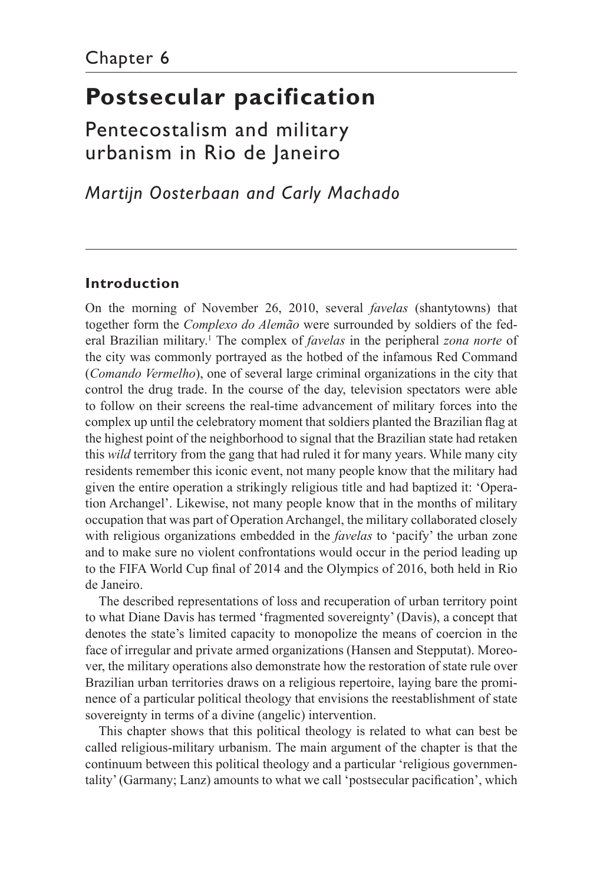Chapter 6

# Postsecular pacification

## Pentecostalism and military urbanism in Rio de Janeiro

*Martijn Oosterbaan and Carly Machado*

### Introduction

On the morning of November 26, 2010, several *favelas* (shantytowns) that together form the *Complexo do Alemão* were surrounded by soldiers of the federal Brazilian military.[1] The complex of *favelas* in the peripheral *zona norte* of the city was commonly portrayed as the hotbed of the infamous Red Command (*Comando Vermelho*), one of several large criminal organizations in the city that control the drug trade. In the course of the day, television spectators were able to follow on their screens the real-time advancement of military forces into the complex up until the celebratory moment that soldiers planted the Brazilian flag at the highest point of the neighborhood to signal that the Brazilian state had retaken this *wild* territory from the gang that had ruled it for many years. While many city residents remember this iconic event, not many people know that the military had given the entire operation a strikingly religious title and had baptized it: 'Operation Archangel'. Likewise, not many people know that in the months of military occupation that was part of Operation Archangel, the military collaborated closely with religious organizations embedded in the *favelas* to 'pacify' the urban zone and to make sure no violent confrontations would occur in the period leading up to the FIFA World Cup final of 2014 and the Olympics of 2016, both held in Rio de Janeiro.

The described representations of loss and recuperation of urban territory point to what Diane Davis has termed 'fragmented sovereignty' (Davis), a concept that denotes the state's limited capacity to monopolize the means of coercion in the face of irregular and private armed organizations (Hansen and Stepputat). Moreover, the military operations also demonstrate how the restoration of state rule over Brazilian urban territories draws on a religious repertoire, laying bare the prominence of a particular political theology that envisions the reestablishment of state sovereignty in terms of a divine (angelic) intervention.

This chapter shows that this political theology is related to what can best be called religious-military urbanism. The main argument of the chapter is that the continuum between this political theology and a particular 'religious governmentality' (Garmany; Lanz) amounts to what we call 'postsecular pacification', which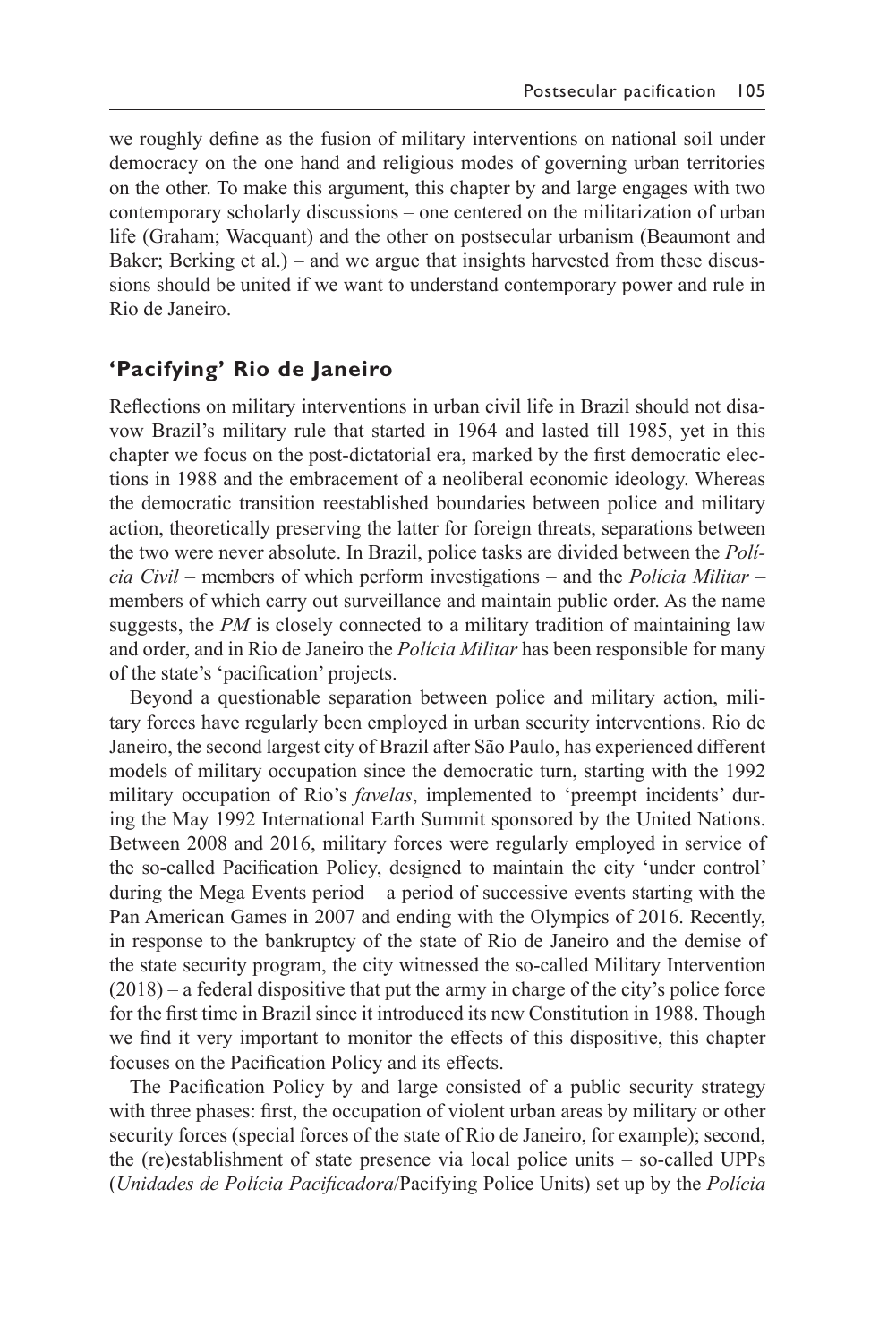we roughly define as the fusion of military interventions on national soil under democracy on the one hand and religious modes of governing urban territories on the other. To make this argument, this chapter by and large engages with two contemporary scholarly discussions – one centered on the militarization of urban life (Graham; Wacquant) and the other on postsecular urbanism (Beaumont and Baker; Berking et al.) – and we argue that insights harvested from these discussions should be united if we want to understand contemporary power and rule in Rio de Janeiro.

## 'Pacifying' Rio de Janeiro

Reflections on military interventions in urban civil life in Brazil should not disavow Brazil's military rule that started in 1964 and lasted till 1985, yet in this chapter we focus on the post-dictatorial era, marked by the first democratic elections in 1988 and the embracement of a neoliberal economic ideology. Whereas the democratic transition reestablished boundaries between police and military action, theoretically preserving the latter for foreign threats, separations between the two were never absolute. In Brazil, police tasks are divided between the *Polícia Civil* – members of which perform investigations – and the *Polícia Militar* – members of which carry out surveillance and maintain public order. As the name suggests, the *PM* is closely connected to a military tradition of maintaining law and order, and in Rio de Janeiro the *Polícia Militar* has been responsible for many of the state's 'pacification' projects.

Beyond a questionable separation between police and military action, military forces have regularly been employed in urban security interventions. Rio de Janeiro, the second largest city of Brazil after São Paulo, has experienced different models of military occupation since the democratic turn, starting with the 1992 military occupation of Rio's *favelas*, implemented to 'preempt incidents' during the May 1992 International Earth Summit sponsored by the United Nations. Between 2008 and 2016, military forces were regularly employed in service of the so-called Pacification Policy, designed to maintain the city 'under control' during the Mega Events period – a period of successive events starting with the Pan American Games in 2007 and ending with the Olympics of 2016. Recently, in response to the bankruptcy of the state of Rio de Janeiro and the demise of the state security program, the city witnessed the so-called Military Intervention (2018) – a federal dispositive that put the army in charge of the city's police force for the first time in Brazil since it introduced its new Constitution in 1988. Though we find it very important to monitor the effects of this dispositive, this chapter focuses on the Pacification Policy and its effects.

The Pacification Policy by and large consisted of a public security strategy with three phases: first, the occupation of violent urban areas by military or other security forces (special forces of the state of Rio de Janeiro, for example); second, the (re)establishment of state presence via local police units – so-called UPPs (*Unidades de Polícia Pacificadora*/Pacifying Police Units) set up by the *Polícia*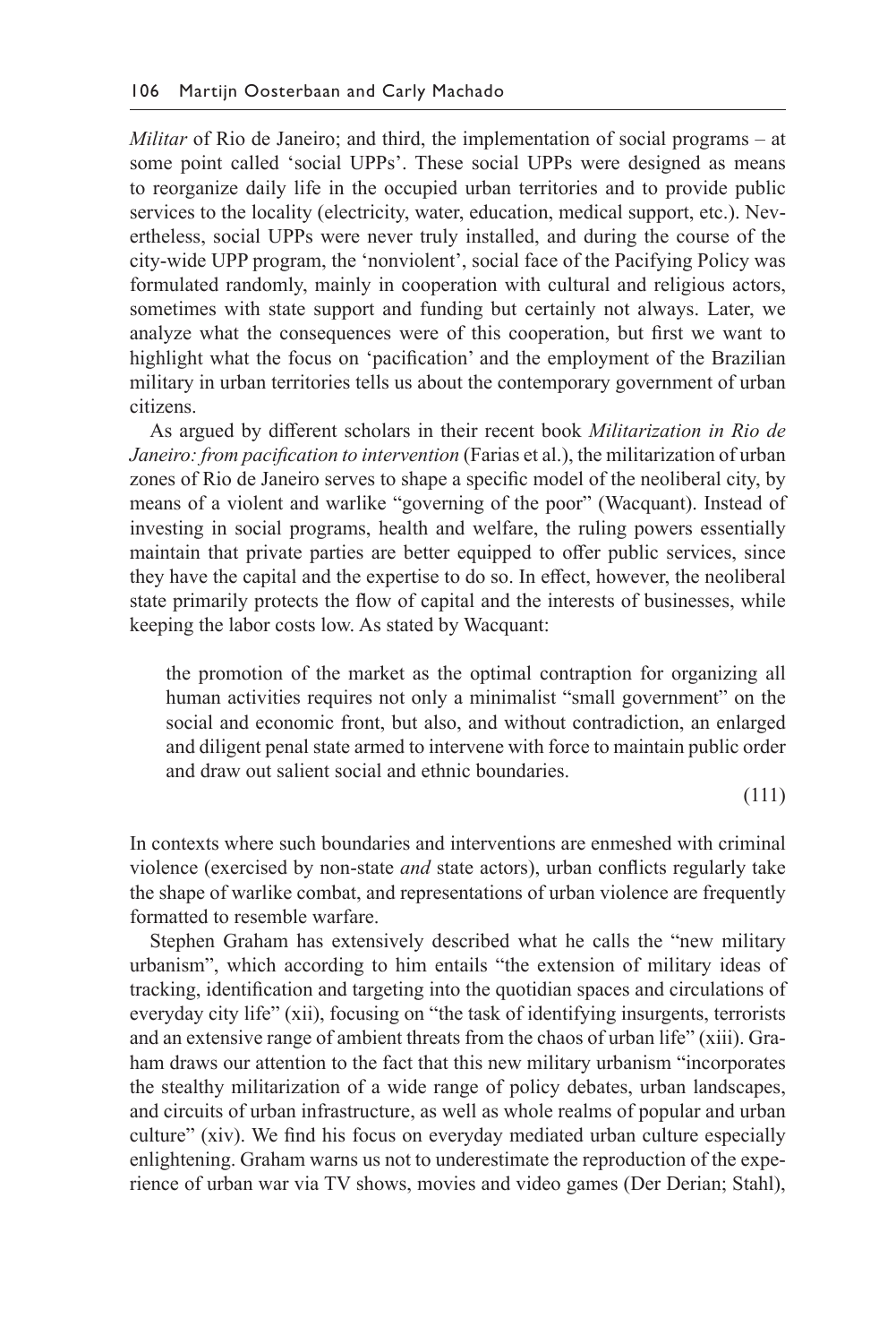*Militar* of Rio de Janeiro; and third, the implementation of social programs – at some point called 'social UPPs'. These social UPPs were designed as means to reorganize daily life in the occupied urban territories and to provide public services to the locality (electricity, water, education, medical support, etc.). Nevertheless, social UPPs were never truly installed, and during the course of the city-wide UPP program, the 'nonviolent', social face of the Pacifying Policy was formulated randomly, mainly in cooperation with cultural and religious actors, sometimes with state support and funding but certainly not always. Later, we analyze what the consequences were of this cooperation, but first we want to highlight what the focus on 'pacification' and the employment of the Brazilian military in urban territories tells us about the contemporary government of urban citizens.

As argued by different scholars in their recent book *Militarization in Rio de Janeiro: from pacification to intervention* (Farias et al.), the militarization of urban zones of Rio de Janeiro serves to shape a specific model of the neoliberal city, by means of a violent and warlike "governing of the poor" (Wacquant). Instead of investing in social programs, health and welfare, the ruling powers essentially maintain that private parties are better equipped to offer public services, since they have the capital and the expertise to do so. In effect, however, the neoliberal state primarily protects the flow of capital and the interests of businesses, while keeping the labor costs low. As stated by Wacquant:

> the promotion of the market as the optimal contraption for organizing all human activities requires not only a minimalist "small government" on the social and economic front, but also, and without contradiction, an enlarged and diligent penal state armed to intervene with force to maintain public order and draw out salient social and ethnic boundaries.
>
> (111)

In contexts where such boundaries and interventions are enmeshed with criminal violence (exercised by non-state *and* state actors), urban conflicts regularly take the shape of warlike combat, and representations of urban violence are frequently formatted to resemble warfare.

Stephen Graham has extensively described what he calls the "new military urbanism", which according to him entails "the extension of military ideas of tracking, identification and targeting into the quotidian spaces and circulations of everyday city life" (xii), focusing on "the task of identifying insurgents, terrorists and an extensive range of ambient threats from the chaos of urban life" (xiii). Graham draws our attention to the fact that this new military urbanism "incorporates the stealthy militarization of a wide range of policy debates, urban landscapes, and circuits of urban infrastructure, as well as whole realms of popular and urban culture" (xiv). We find his focus on everyday mediated urban culture especially enlightening. Graham warns us not to underestimate the reproduction of the experience of urban war via TV shows, movies and video games (Der Derian; Stahl),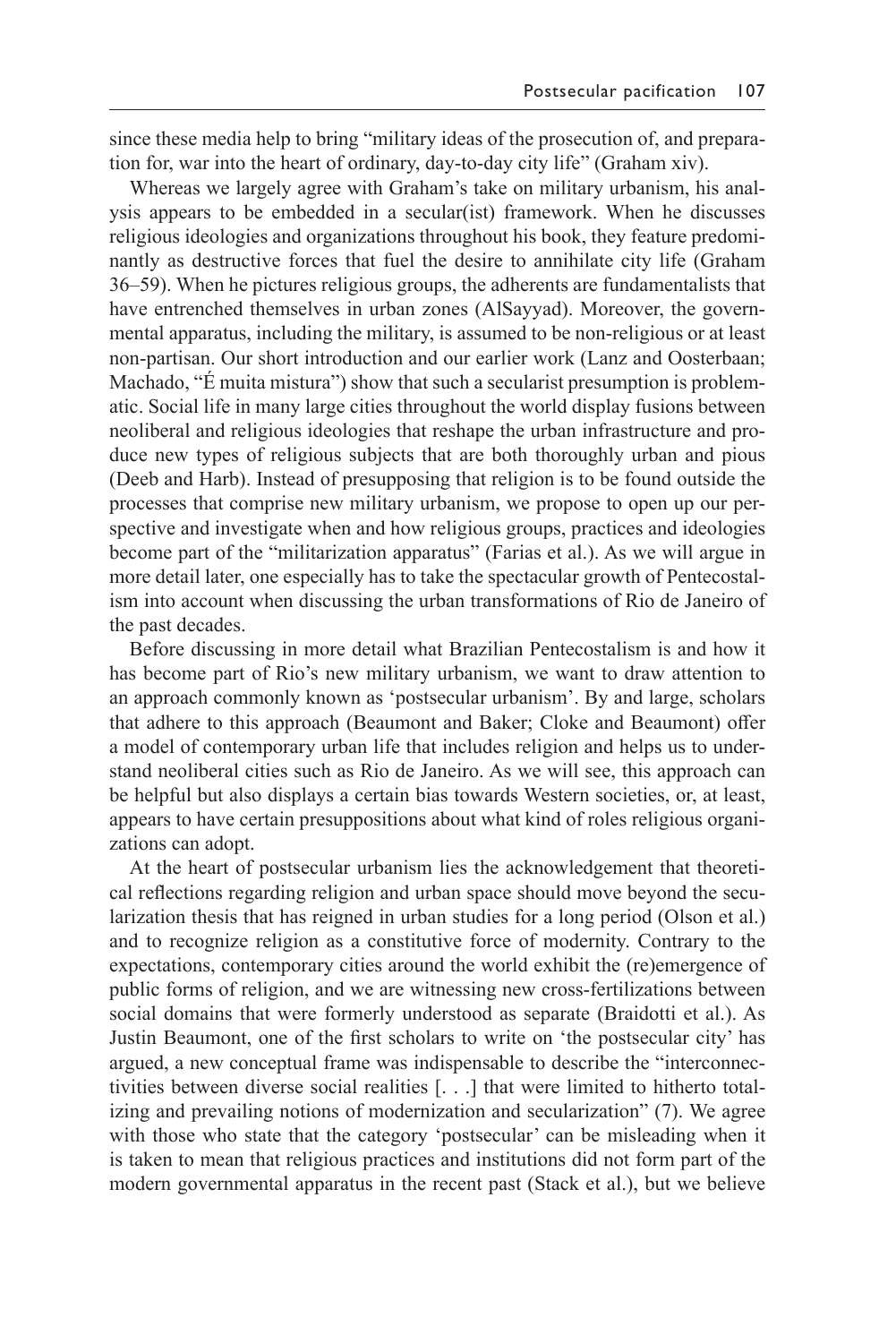since these media help to bring "military ideas of the prosecution of, and preparation for, war into the heart of ordinary, day-to-day city life" (Graham xiv).

Whereas we largely agree with Graham's take on military urbanism, his analysis appears to be embedded in a secular(ist) framework. When he discusses religious ideologies and organizations throughout his book, they feature predominantly as destructive forces that fuel the desire to annihilate city life (Graham 36–59). When he pictures religious groups, the adherents are fundamentalists that have entrenched themselves in urban zones (AlSayyad). Moreover, the governmental apparatus, including the military, is assumed to be non-religious or at least non-partisan. Our short introduction and our earlier work (Lanz and Oosterbaan; Machado, "É muita mistura") show that such a secularist presumption is problematic. Social life in many large cities throughout the world display fusions between neoliberal and religious ideologies that reshape the urban infrastructure and produce new types of religious subjects that are both thoroughly urban and pious (Deeb and Harb). Instead of presupposing that religion is to be found outside the processes that comprise new military urbanism, we propose to open up our perspective and investigate when and how religious groups, practices and ideologies become part of the "militarization apparatus" (Farias et al.). As we will argue in more detail later, one especially has to take the spectacular growth of Pentecostalism into account when discussing the urban transformations of Rio de Janeiro of the past decades.

Before discussing in more detail what Brazilian Pentecostalism is and how it has become part of Rio's new military urbanism, we want to draw attention to an approach commonly known as 'postsecular urbanism'. By and large, scholars that adhere to this approach (Beaumont and Baker; Cloke and Beaumont) offer a model of contemporary urban life that includes religion and helps us to understand neoliberal cities such as Rio de Janeiro. As we will see, this approach can be helpful but also displays a certain bias towards Western societies, or, at least, appears to have certain presuppositions about what kind of roles religious organizations can adopt.

At the heart of postsecular urbanism lies the acknowledgement that theoretical reflections regarding religion and urban space should move beyond the secularization thesis that has reigned in urban studies for a long period (Olson et al.) and to recognize religion as a constitutive force of modernity. Contrary to the expectations, contemporary cities around the world exhibit the (re)emergence of public forms of religion, and we are witnessing new cross-fertilizations between social domains that were formerly understood as separate (Braidotti et al.). As Justin Beaumont, one of the first scholars to write on 'the postsecular city' has argued, a new conceptual frame was indispensable to describe the "interconnectivities between diverse social realities [. . .] that were limited to hitherto totalizing and prevailing notions of modernization and secularization" (7). We agree with those who state that the category 'postsecular' can be misleading when it is taken to mean that religious practices and institutions did not form part of the modern governmental apparatus in the recent past (Stack et al.), but we believe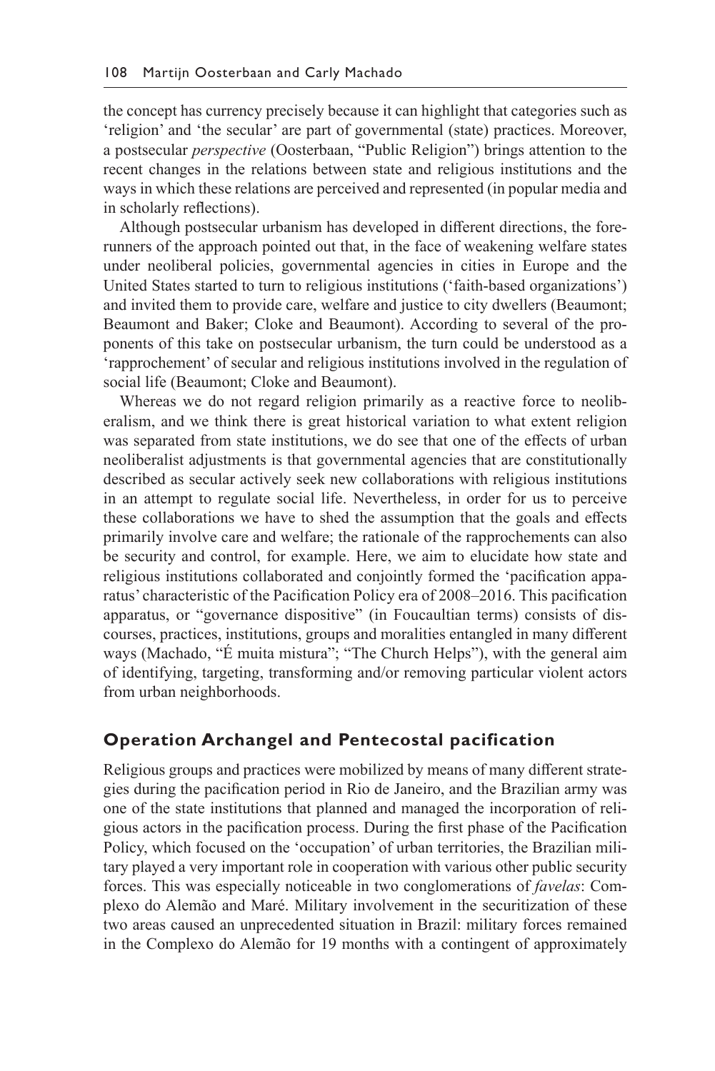the concept has currency precisely because it can highlight that categories such as 'religion' and 'the secular' are part of governmental (state) practices. Moreover, a postsecular *perspective* (Oosterbaan, "Public Religion") brings attention to the recent changes in the relations between state and religious institutions and the ways in which these relations are perceived and represented (in popular media and in scholarly reflections).

Although postsecular urbanism has developed in different directions, the forerunners of the approach pointed out that, in the face of weakening welfare states under neoliberal policies, governmental agencies in cities in Europe and the United States started to turn to religious institutions ('faith-based organizations') and invited them to provide care, welfare and justice to city dwellers (Beaumont; Beaumont and Baker; Cloke and Beaumont). According to several of the proponents of this take on postsecular urbanism, the turn could be understood as a 'rapprochement' of secular and religious institutions involved in the regulation of social life (Beaumont; Cloke and Beaumont).

Whereas we do not regard religion primarily as a reactive force to neoliberalism, and we think there is great historical variation to what extent religion was separated from state institutions, we do see that one of the effects of urban neoliberalist adjustments is that governmental agencies that are constitutionally described as secular actively seek new collaborations with religious institutions in an attempt to regulate social life. Nevertheless, in order for us to perceive these collaborations we have to shed the assumption that the goals and effects primarily involve care and welfare; the rationale of the rapprochements can also be security and control, for example. Here, we aim to elucidate how state and religious institutions collaborated and conjointly formed the 'pacification apparatus' characteristic of the Pacification Policy era of 2008–2016. This pacification apparatus, or "governance dispositive" (in Foucaultian terms) consists of discourses, practices, institutions, groups and moralities entangled in many different ways (Machado, "É muita mistura"; "The Church Helps"), with the general aim of identifying, targeting, transforming and/or removing particular violent actors from urban neighborhoods.

## Operation Archangel and Pentecostal pacification

Religious groups and practices were mobilized by means of many different strategies during the pacification period in Rio de Janeiro, and the Brazilian army was one of the state institutions that planned and managed the incorporation of religious actors in the pacification process. During the first phase of the Pacification Policy, which focused on the 'occupation' of urban territories, the Brazilian military played a very important role in cooperation with various other public security forces. This was especially noticeable in two conglomerations of *favelas*: Complexo do Alemão and Maré. Military involvement in the securitization of these two areas caused an unprecedented situation in Brazil: military forces remained in the Complexo do Alemão for 19 months with a contingent of approximately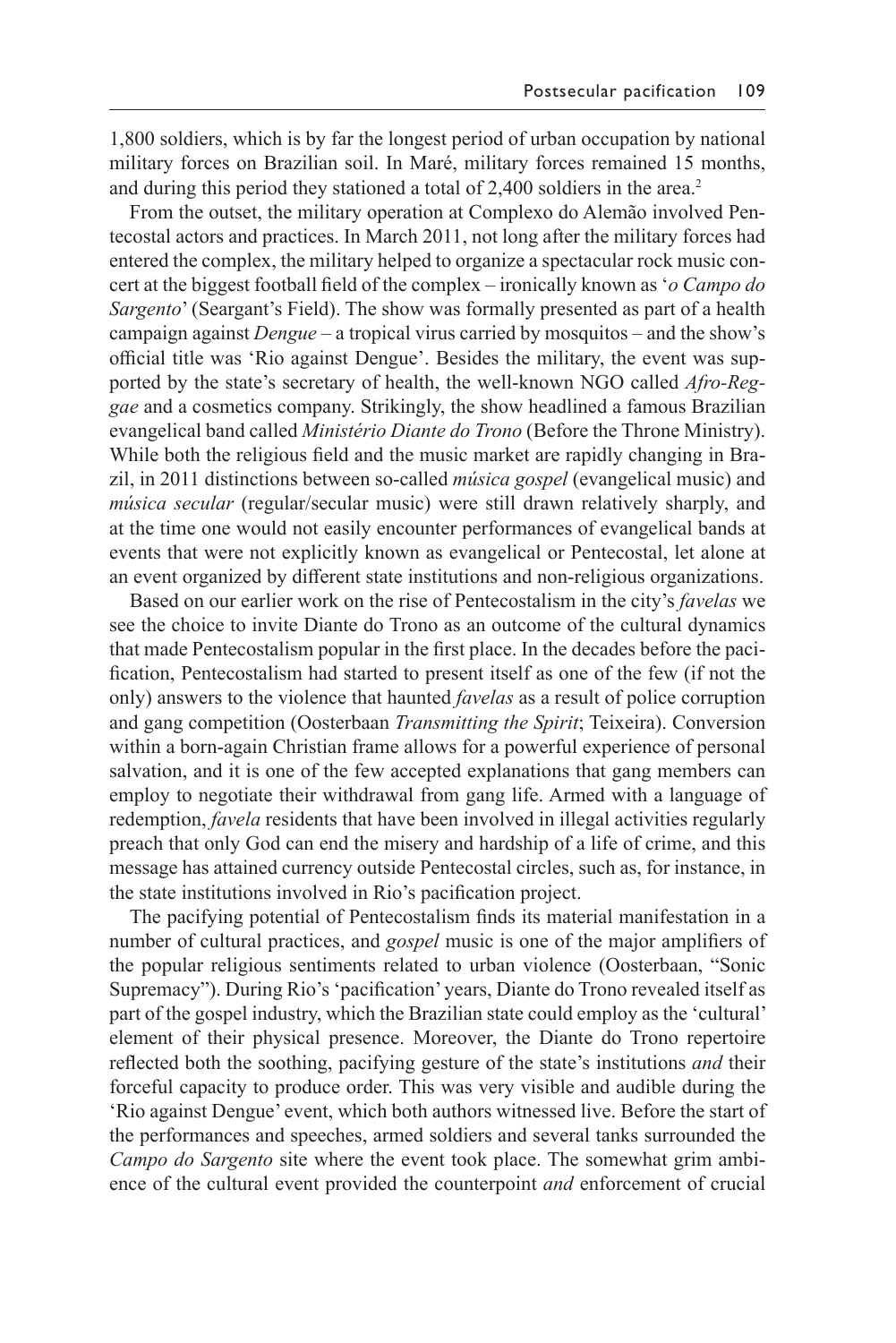1,800 soldiers, which is by far the longest period of urban occupation by national military forces on Brazilian soil. In Maré, military forces remained 15 months, and during this period they stationed a total of 2,400 soldiers in the area.[2]

From the outset, the military operation at Complexo do Alemão involved Pentecostal actors and practices. In March 2011, not long after the military forces had entered the complex, the military helped to organize a spectacular rock music concert at the biggest football field of the complex – ironically known as '*o Campo do Sargento*' (Seargant's Field). The show was formally presented as part of a health campaign against *Dengue* – a tropical virus carried by mosquitos – and the show's official title was 'Rio against Dengue'. Besides the military, the event was supported by the state's secretary of health, the well-known NGO called *Afro-Reggae* and a cosmetics company. Strikingly, the show headlined a famous Brazilian evangelical band called *Ministério Diante do Trono* (Before the Throne Ministry). While both the religious field and the music market are rapidly changing in Brazil, in 2011 distinctions between so-called *música gospel* (evangelical music) and *música secular* (regular/secular music) were still drawn relatively sharply, and at the time one would not easily encounter performances of evangelical bands at events that were not explicitly known as evangelical or Pentecostal, let alone at an event organized by different state institutions and non-religious organizations.

Based on our earlier work on the rise of Pentecostalism in the city's *favelas* we see the choice to invite Diante do Trono as an outcome of the cultural dynamics that made Pentecostalism popular in the first place. In the decades before the pacification, Pentecostalism had started to present itself as one of the few (if not the only) answers to the violence that haunted *favelas* as a result of police corruption and gang competition (Oosterbaan *Transmitting the Spirit*; Teixeira). Conversion within a born-again Christian frame allows for a powerful experience of personal salvation, and it is one of the few accepted explanations that gang members can employ to negotiate their withdrawal from gang life. Armed with a language of redemption, *favela* residents that have been involved in illegal activities regularly preach that only God can end the misery and hardship of a life of crime, and this message has attained currency outside Pentecostal circles, such as, for instance, in the state institutions involved in Rio's pacification project.

The pacifying potential of Pentecostalism finds its material manifestation in a number of cultural practices, and *gospel* music is one of the major amplifiers of the popular religious sentiments related to urban violence (Oosterbaan, "Sonic Supremacy"). During Rio's 'pacification' years, Diante do Trono revealed itself as part of the gospel industry, which the Brazilian state could employ as the 'cultural' element of their physical presence. Moreover, the Diante do Trono repertoire reflected both the soothing, pacifying gesture of the state's institutions *and* their forceful capacity to produce order. This was very visible and audible during the 'Rio against Dengue' event, which both authors witnessed live. Before the start of the performances and speeches, armed soldiers and several tanks surrounded the *Campo do Sargento* site where the event took place. The somewhat grim ambience of the cultural event provided the counterpoint *and* enforcement of crucial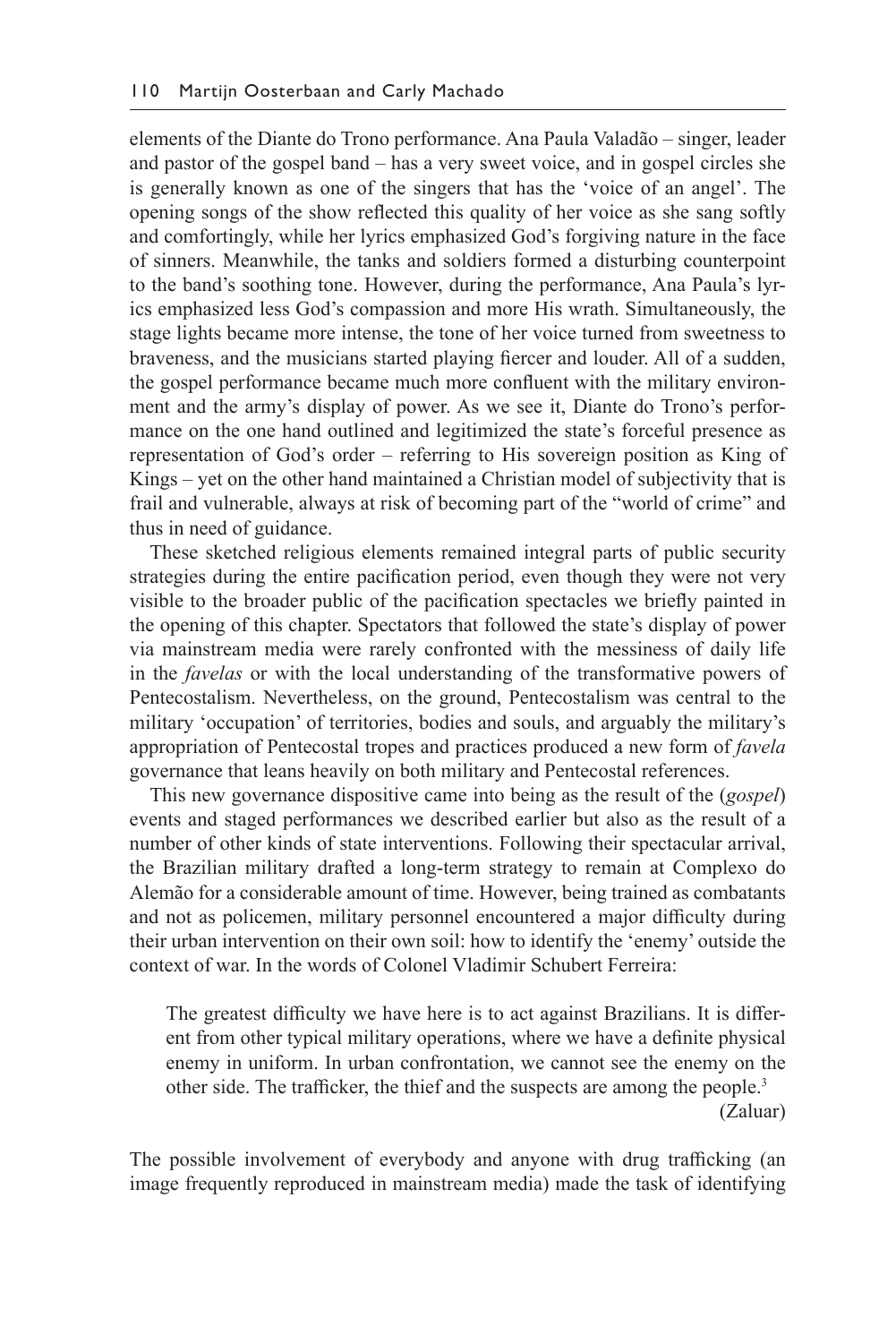elements of the Diante do Trono performance. Ana Paula Valadão – singer, leader and pastor of the gospel band – has a very sweet voice, and in gospel circles she is generally known as one of the singers that has the 'voice of an angel'. The opening songs of the show reflected this quality of her voice as she sang softly and comfortingly, while her lyrics emphasized God's forgiving nature in the face of sinners. Meanwhile, the tanks and soldiers formed a disturbing counterpoint to the band's soothing tone. However, during the performance, Ana Paula's lyrics emphasized less God's compassion and more His wrath. Simultaneously, the stage lights became more intense, the tone of her voice turned from sweetness to braveness, and the musicians started playing fiercer and louder. All of a sudden, the gospel performance became much more confluent with the military environment and the army's display of power. As we see it, Diante do Trono's performance on the one hand outlined and legitimized the state's forceful presence as representation of God's order – referring to His sovereign position as King of Kings – yet on the other hand maintained a Christian model of subjectivity that is frail and vulnerable, always at risk of becoming part of the "world of crime" and thus in need of guidance.

These sketched religious elements remained integral parts of public security strategies during the entire pacification period, even though they were not very visible to the broader public of the pacification spectacles we briefly painted in the opening of this chapter. Spectators that followed the state's display of power via mainstream media were rarely confronted with the messiness of daily life in the *favelas* or with the local understanding of the transformative powers of Pentecostalism. Nevertheless, on the ground, Pentecostalism was central to the military 'occupation' of territories, bodies and souls, and arguably the military's appropriation of Pentecostal tropes and practices produced a new form of *favela* governance that leans heavily on both military and Pentecostal references.

This new governance dispositive came into being as the result of the (*gospel*) events and staged performances we described earlier but also as the result of a number of other kinds of state interventions. Following their spectacular arrival, the Brazilian military drafted a long-term strategy to remain at Complexo do Alemão for a considerable amount of time. However, being trained as combatants and not as policemen, military personnel encountered a major difficulty during their urban intervention on their own soil: how to identify the 'enemy' outside the context of war. In the words of Colonel Vladimir Schubert Ferreira:

> The greatest difficulty we have here is to act against Brazilians. It is different from other typical military operations, where we have a definite physical enemy in uniform. In urban confrontation, we cannot see the enemy on the other side. The trafficker, the thief and the suspects are among the people.[3]
>
> (Zaluar)

The possible involvement of everybody and anyone with drug trafficking (an image frequently reproduced in mainstream media) made the task of identifying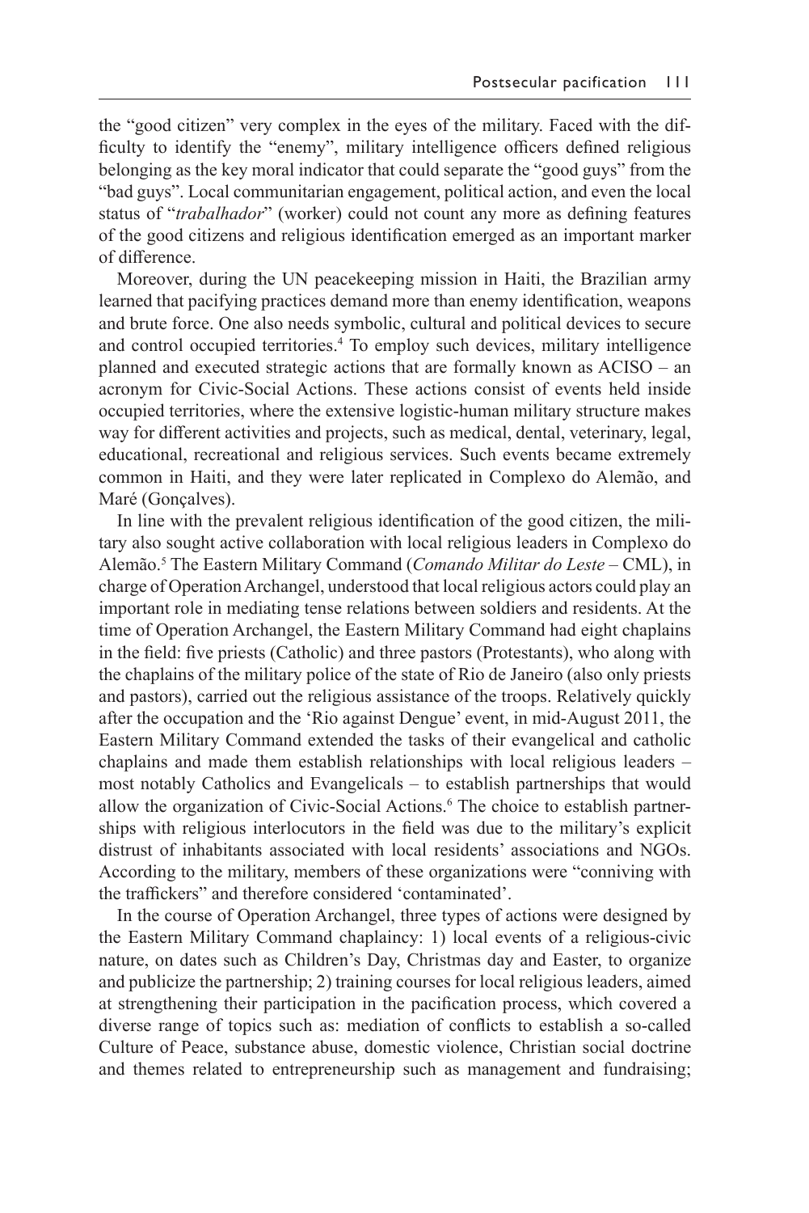the "good citizen" very complex in the eyes of the military. Faced with the difficulty to identify the "enemy", military intelligence officers defined religious belonging as the key moral indicator that could separate the "good guys" from the "bad guys". Local communitarian engagement, political action, and even the local status of "*trabalhador*" (worker) could not count any more as defining features of the good citizens and religious identification emerged as an important marker of difference.

Moreover, during the UN peacekeeping mission in Haiti, the Brazilian army learned that pacifying practices demand more than enemy identification, weapons and brute force. One also needs symbolic, cultural and political devices to secure and control occupied territories.[4] To employ such devices, military intelligence planned and executed strategic actions that are formally known as ACISO – an acronym for Civic-Social Actions. These actions consist of events held inside occupied territories, where the extensive logistic-human military structure makes way for different activities and projects, such as medical, dental, veterinary, legal, educational, recreational and religious services. Such events became extremely common in Haiti, and they were later replicated in Complexo do Alemão, and Maré (Gonçalves).

In line with the prevalent religious identification of the good citizen, the military also sought active collaboration with local religious leaders in Complexo do Alemão.[5] The Eastern Military Command (*Comando Militar do Leste* – CML), in charge of Operation Archangel, understood that local religious actors could play an important role in mediating tense relations between soldiers and residents. At the time of Operation Archangel, the Eastern Military Command had eight chaplains in the field: five priests (Catholic) and three pastors (Protestants), who along with the chaplains of the military police of the state of Rio de Janeiro (also only priests and pastors), carried out the religious assistance of the troops. Relatively quickly after the occupation and the 'Rio against Dengue' event, in mid-August 2011, the Eastern Military Command extended the tasks of their evangelical and catholic chaplains and made them establish relationships with local religious leaders – most notably Catholics and Evangelicals – to establish partnerships that would allow the organization of Civic-Social Actions.[6] The choice to establish partnerships with religious interlocutors in the field was due to the military's explicit distrust of inhabitants associated with local residents' associations and NGOs. According to the military, members of these organizations were "conniving with the traffickers" and therefore considered 'contaminated'.

In the course of Operation Archangel, three types of actions were designed by the Eastern Military Command chaplaincy: 1) local events of a religious-civic nature, on dates such as Children's Day, Christmas day and Easter, to organize and publicize the partnership; 2) training courses for local religious leaders, aimed at strengthening their participation in the pacification process, which covered a diverse range of topics such as: mediation of conflicts to establish a so-called Culture of Peace, substance abuse, domestic violence, Christian social doctrine and themes related to entrepreneurship such as management and fundraising;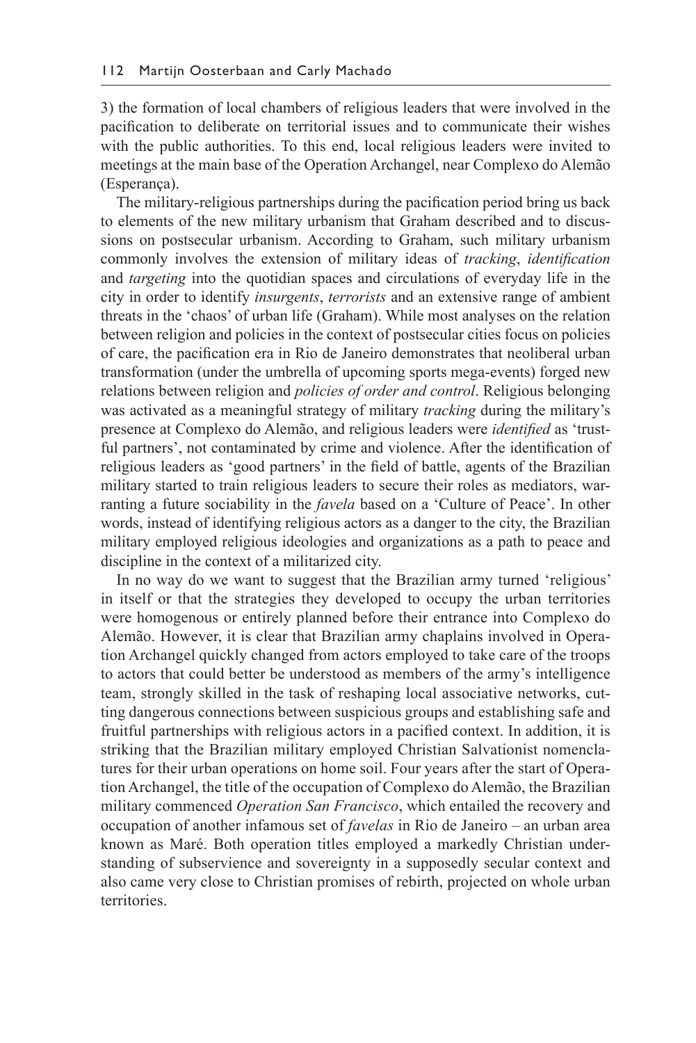3) the formation of local chambers of religious leaders that were involved in the pacification to deliberate on territorial issues and to communicate their wishes with the public authorities. To this end, local religious leaders were invited to meetings at the main base of the Operation Archangel, near Complexo do Alemão (Esperança).

The military-religious partnerships during the pacification period bring us back to elements of the new military urbanism that Graham described and to discussions on postsecular urbanism. According to Graham, such military urbanism commonly involves the extension of military ideas of *tracking*, *identification* and *targeting* into the quotidian spaces and circulations of everyday life in the city in order to identify *insurgents*, *terrorists* and an extensive range of ambient threats in the 'chaos' of urban life (Graham). While most analyses on the relation between religion and policies in the context of postsecular cities focus on policies of care, the pacification era in Rio de Janeiro demonstrates that neoliberal urban transformation (under the umbrella of upcoming sports mega-events) forged new relations between religion and *policies of order and control*. Religious belonging was activated as a meaningful strategy of military *tracking* during the military's presence at Complexo do Alemão, and religious leaders were *identified* as 'trustful partners', not contaminated by crime and violence. After the identification of religious leaders as 'good partners' in the field of battle, agents of the Brazilian military started to train religious leaders to secure their roles as mediators, warranting a future sociability in the *favela* based on a 'Culture of Peace'. In other words, instead of identifying religious actors as a danger to the city, the Brazilian military employed religious ideologies and organizations as a path to peace and discipline in the context of a militarized city.

In no way do we want to suggest that the Brazilian army turned 'religious' in itself or that the strategies they developed to occupy the urban territories were homogenous or entirely planned before their entrance into Complexo do Alemão. However, it is clear that Brazilian army chaplains involved in Operation Archangel quickly changed from actors employed to take care of the troops to actors that could better be understood as members of the army's intelligence team, strongly skilled in the task of reshaping local associative networks, cutting dangerous connections between suspicious groups and establishing safe and fruitful partnerships with religious actors in a pacified context. In addition, it is striking that the Brazilian military employed Christian Salvationist nomenclatures for their urban operations on home soil. Four years after the start of Operation Archangel, the title of the occupation of Complexo do Alemão, the Brazilian military commenced *Operation San Francisco*, which entailed the recovery and occupation of another infamous set of *favelas* in Rio de Janeiro – an urban area known as Maré. Both operation titles employed a markedly Christian understanding of subservience and sovereignty in a supposedly secular context and also came very close to Christian promises of rebirth, projected on whole urban territories.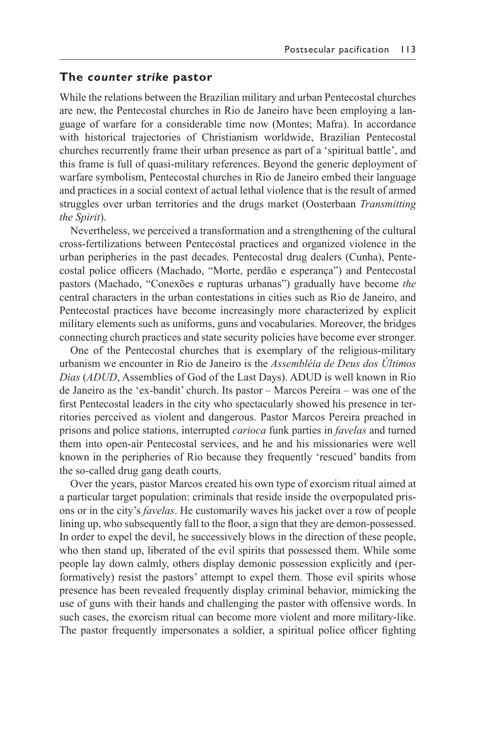## The *counter strike* pastor

While the relations between the Brazilian military and urban Pentecostal churches are new, the Pentecostal churches in Rio de Janeiro have been employing a language of warfare for a considerable time now (Montes; Mafra). In accordance with historical trajectories of Christianism worldwide, Brazilian Pentecostal churches recurrently frame their urban presence as part of a 'spiritual battle', and this frame is full of quasi-military references. Beyond the generic deployment of warfare symbolism, Pentecostal churches in Rio de Janeiro embed their language and practices in a social context of actual lethal violence that is the result of armed struggles over urban territories and the drugs market (Oosterbaan *Transmitting the Spirit*).

Nevertheless, we perceived a transformation and a strengthening of the cultural cross-fertilizations between Pentecostal practices and organized violence in the urban peripheries in the past decades. Pentecostal drug dealers (Cunha), Pentecostal police officers (Machado, "Morte, perdão e esperança") and Pentecostal pastors (Machado, "Conexões e rupturas urbanas") gradually have become *the* central characters in the urban contestations in cities such as Rio de Janeiro, and Pentecostal practices have become increasingly more characterized by explicit military elements such as uniforms, guns and vocabularies. Moreover, the bridges connecting church practices and state security policies have become ever stronger.

One of the Pentecostal churches that is exemplary of the religious-military urbanism we encounter in Rio de Janeiro is the *Assembléia de Deus dos Últimos Dias* (*ADUD*, Assemblies of God of the Last Days). ADUD is well known in Rio de Janeiro as the 'ex-bandit' church. Its pastor – Marcos Pereira – was one of the first Pentecostal leaders in the city who spectacularly showed his presence in territories perceived as violent and dangerous. Pastor Marcos Pereira preached in prisons and police stations, interrupted *carioca* funk parties in *favelas* and turned them into open-air Pentecostal services, and he and his missionaries were well known in the peripheries of Rio because they frequently 'rescued' bandits from the so-called drug gang death courts.

Over the years, pastor Marcos created his own type of exorcism ritual aimed at a particular target population: criminals that reside inside the overpopulated prisons or in the city's *favelas*. He customarily waves his jacket over a row of people lining up, who subsequently fall to the floor, a sign that they are demon-possessed. In order to expel the devil, he successively blows in the direction of these people, who then stand up, liberated of the evil spirits that possessed them. While some people lay down calmly, others display demonic possession explicitly and (performatively) resist the pastors' attempt to expel them. Those evil spirits whose presence has been revealed frequently display criminal behavior, mimicking the use of guns with their hands and challenging the pastor with offensive words. In such cases, the exorcism ritual can become more violent and more military-like. The pastor frequently impersonates a soldier, a spiritual police officer fighting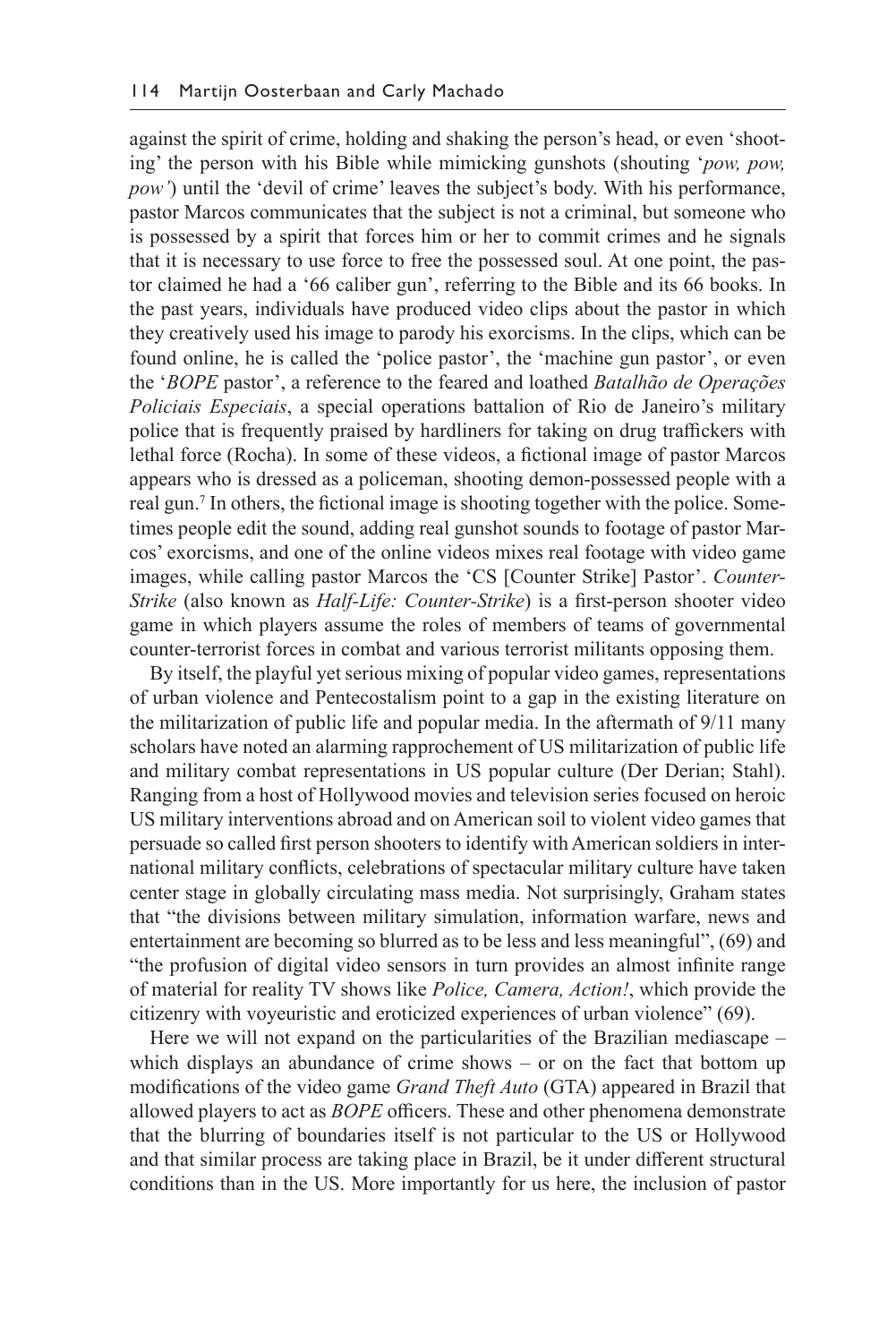against the spirit of crime, holding and shaking the person's head, or even 'shooting' the person with his Bible while mimicking gunshots (shouting '*pow, pow, pow'*) until the 'devil of crime' leaves the subject's body. With his performance, pastor Marcos communicates that the subject is not a criminal, but someone who is possessed by a spirit that forces him or her to commit crimes and he signals that it is necessary to use force to free the possessed soul. At one point, the pastor claimed he had a '66 caliber gun', referring to the Bible and its 66 books. In the past years, individuals have produced video clips about the pastor in which they creatively used his image to parody his exorcisms. In the clips, which can be found online, he is called the 'police pastor', the 'machine gun pastor', or even the '*BOPE* pastor', a reference to the feared and loathed *Batalhão de Operações Policiais Especiais*, a special operations battalion of Rio de Janeiro's military police that is frequently praised by hardliners for taking on drug traffickers with lethal force (Rocha). In some of these videos, a fictional image of pastor Marcos appears who is dressed as a policeman, shooting demon-possessed people with a real gun.[7] In others, the fictional image is shooting together with the police. Sometimes people edit the sound, adding real gunshot sounds to footage of pastor Marcos' exorcisms, and one of the online videos mixes real footage with video game images, while calling pastor Marcos the 'CS [Counter Strike] Pastor'. *Counter-Strike* (also known as *Half-Life: Counter-Strike*) is a first-person shooter video game in which players assume the roles of members of teams of governmental counter-terrorist forces in combat and various terrorist militants opposing them.

By itself, the playful yet serious mixing of popular video games, representations of urban violence and Pentecostalism point to a gap in the existing literature on the militarization of public life and popular media. In the aftermath of 9/11 many scholars have noted an alarming rapprochement of US militarization of public life and military combat representations in US popular culture (Der Derian; Stahl). Ranging from a host of Hollywood movies and television series focused on heroic US military interventions abroad and on American soil to violent video games that persuade so called first person shooters to identify with American soldiers in international military conflicts, celebrations of spectacular military culture have taken center stage in globally circulating mass media. Not surprisingly, Graham states that "the divisions between military simulation, information warfare, news and entertainment are becoming so blurred as to be less and less meaningful", (69) and "the profusion of digital video sensors in turn provides an almost infinite range of material for reality TV shows like *Police, Camera, Action!*, which provide the citizenry with voyeuristic and eroticized experiences of urban violence" (69).

Here we will not expand on the particularities of the Brazilian mediascape – which displays an abundance of crime shows – or on the fact that bottom up modifications of the video game *Grand Theft Auto* (GTA) appeared in Brazil that allowed players to act as *BOPE* officers. These and other phenomena demonstrate that the blurring of boundaries itself is not particular to the US or Hollywood and that similar process are taking place in Brazil, be it under different structural conditions than in the US. More importantly for us here, the inclusion of pastor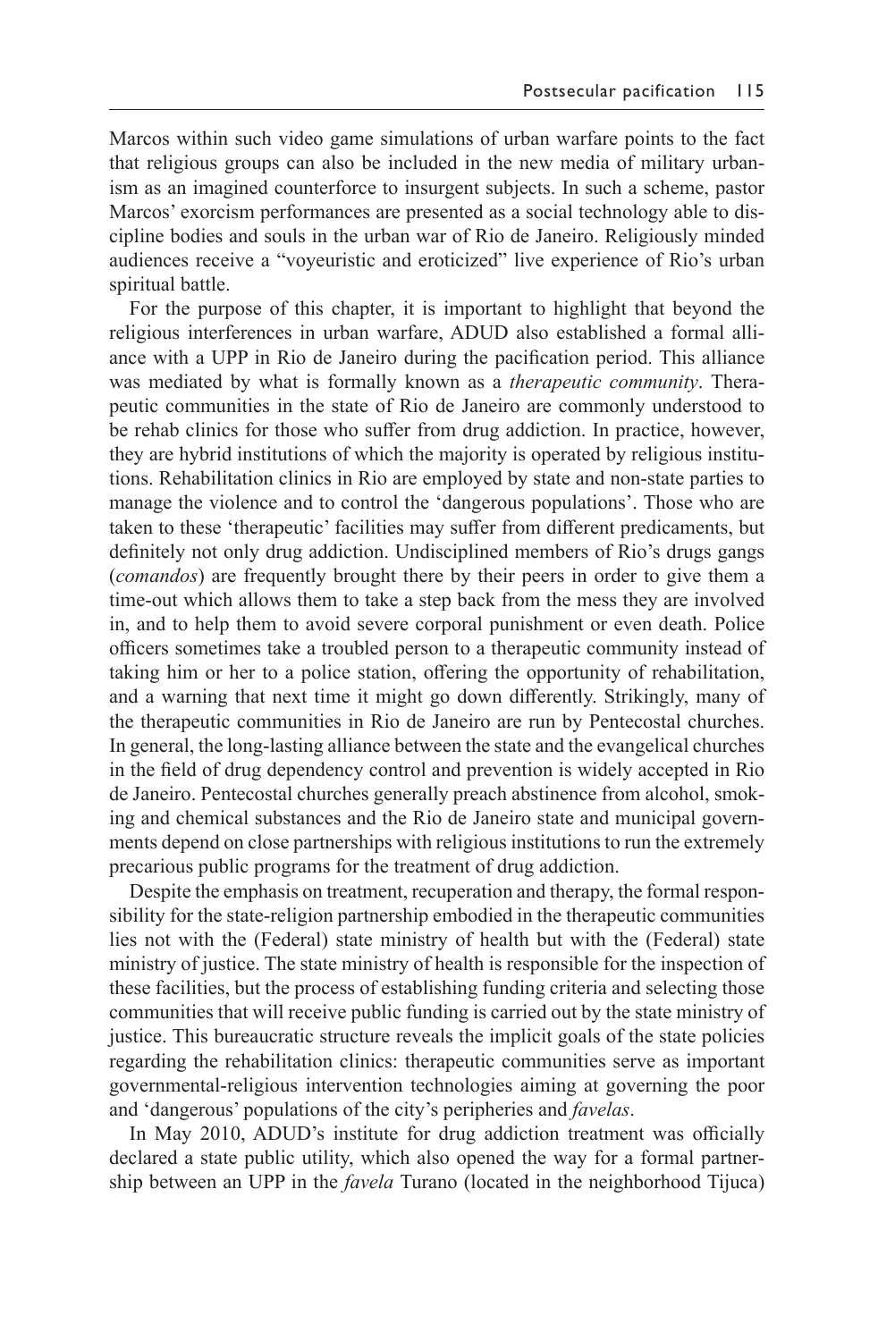Marcos within such video game simulations of urban warfare points to the fact that religious groups can also be included in the new media of military urbanism as an imagined counterforce to insurgent subjects. In such a scheme, pastor Marcos' exorcism performances are presented as a social technology able to discipline bodies and souls in the urban war of Rio de Janeiro. Religiously minded audiences receive a "voyeuristic and eroticized" live experience of Rio's urban spiritual battle.

For the purpose of this chapter, it is important to highlight that beyond the religious interferences in urban warfare, ADUD also established a formal alliance with a UPP in Rio de Janeiro during the pacification period. This alliance was mediated by what is formally known as a *therapeutic community*. Therapeutic communities in the state of Rio de Janeiro are commonly understood to be rehab clinics for those who suffer from drug addiction. In practice, however, they are hybrid institutions of which the majority is operated by religious institutions. Rehabilitation clinics in Rio are employed by state and non-state parties to manage the violence and to control the 'dangerous populations'. Those who are taken to these 'therapeutic' facilities may suffer from different predicaments, but definitely not only drug addiction. Undisciplined members of Rio's drugs gangs (*comandos*) are frequently brought there by their peers in order to give them a time-out which allows them to take a step back from the mess they are involved in, and to help them to avoid severe corporal punishment or even death. Police officers sometimes take a troubled person to a therapeutic community instead of taking him or her to a police station, offering the opportunity of rehabilitation, and a warning that next time it might go down differently. Strikingly, many of the therapeutic communities in Rio de Janeiro are run by Pentecostal churches. In general, the long-lasting alliance between the state and the evangelical churches in the field of drug dependency control and prevention is widely accepted in Rio de Janeiro. Pentecostal churches generally preach abstinence from alcohol, smoking and chemical substances and the Rio de Janeiro state and municipal governments depend on close partnerships with religious institutions to run the extremely precarious public programs for the treatment of drug addiction.

Despite the emphasis on treatment, recuperation and therapy, the formal responsibility for the state-religion partnership embodied in the therapeutic communities lies not with the (Federal) state ministry of health but with the (Federal) state ministry of justice. The state ministry of health is responsible for the inspection of these facilities, but the process of establishing funding criteria and selecting those communities that will receive public funding is carried out by the state ministry of justice. This bureaucratic structure reveals the implicit goals of the state policies regarding the rehabilitation clinics: therapeutic communities serve as important governmental-religious intervention technologies aiming at governing the poor and 'dangerous' populations of the city's peripheries and *favelas*.

In May 2010, ADUD's institute for drug addiction treatment was officially declared a state public utility, which also opened the way for a formal partnership between an UPP in the *favela* Turano (located in the neighborhood Tijuca)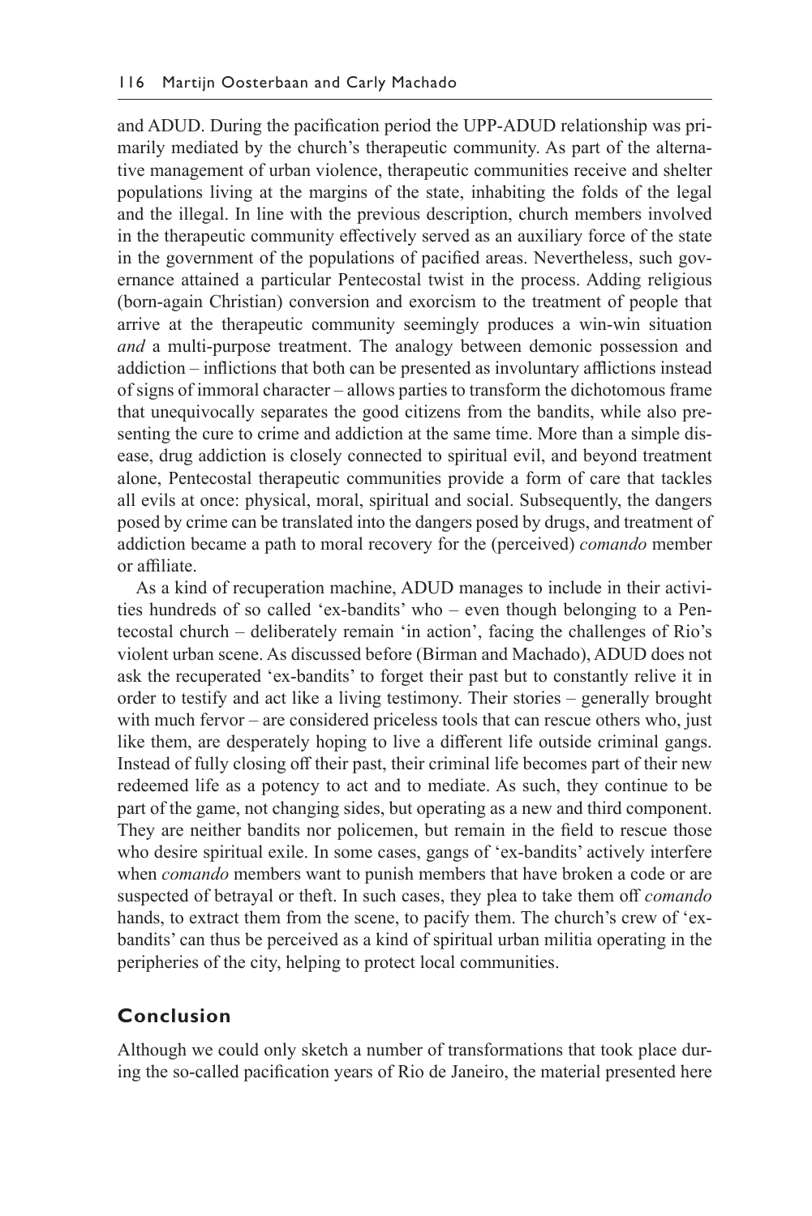and ADUD. During the pacification period the UPP-ADUD relationship was primarily mediated by the church's therapeutic community. As part of the alternative management of urban violence, therapeutic communities receive and shelter populations living at the margins of the state, inhabiting the folds of the legal and the illegal. In line with the previous description, church members involved in the therapeutic community effectively served as an auxiliary force of the state in the government of the populations of pacified areas. Nevertheless, such governance attained a particular Pentecostal twist in the process. Adding religious (born-again Christian) conversion and exorcism to the treatment of people that arrive at the therapeutic community seemingly produces a win-win situation *and* a multi-purpose treatment. The analogy between demonic possession and addiction – inflictions that both can be presented as involuntary afflictions instead of signs of immoral character – allows parties to transform the dichotomous frame that unequivocally separates the good citizens from the bandits, while also presenting the cure to crime and addiction at the same time. More than a simple disease, drug addiction is closely connected to spiritual evil, and beyond treatment alone, Pentecostal therapeutic communities provide a form of care that tackles all evils at once: physical, moral, spiritual and social. Subsequently, the dangers posed by crime can be translated into the dangers posed by drugs, and treatment of addiction became a path to moral recovery for the (perceived) *comando* member or affiliate.

As a kind of recuperation machine, ADUD manages to include in their activities hundreds of so called 'ex-bandits' who – even though belonging to a Pentecostal church – deliberately remain 'in action', facing the challenges of Rio's violent urban scene. As discussed before (Birman and Machado), ADUD does not ask the recuperated 'ex-bandits' to forget their past but to constantly relive it in order to testify and act like a living testimony. Their stories – generally brought with much fervor – are considered priceless tools that can rescue others who, just like them, are desperately hoping to live a different life outside criminal gangs. Instead of fully closing off their past, their criminal life becomes part of their new redeemed life as a potency to act and to mediate. As such, they continue to be part of the game, not changing sides, but operating as a new and third component. They are neither bandits nor policemen, but remain in the field to rescue those who desire spiritual exile. In some cases, gangs of 'ex-bandits' actively interfere when *comando* members want to punish members that have broken a code or are suspected of betrayal or theft. In such cases, they plea to take them off *comando* hands, to extract them from the scene, to pacify them. The church's crew of 'ex-bandits' can thus be perceived as a kind of spiritual urban militia operating in the peripheries of the city, helping to protect local communities.

## Conclusion

Although we could only sketch a number of transformations that took place during the so-called pacification years of Rio de Janeiro, the material presented here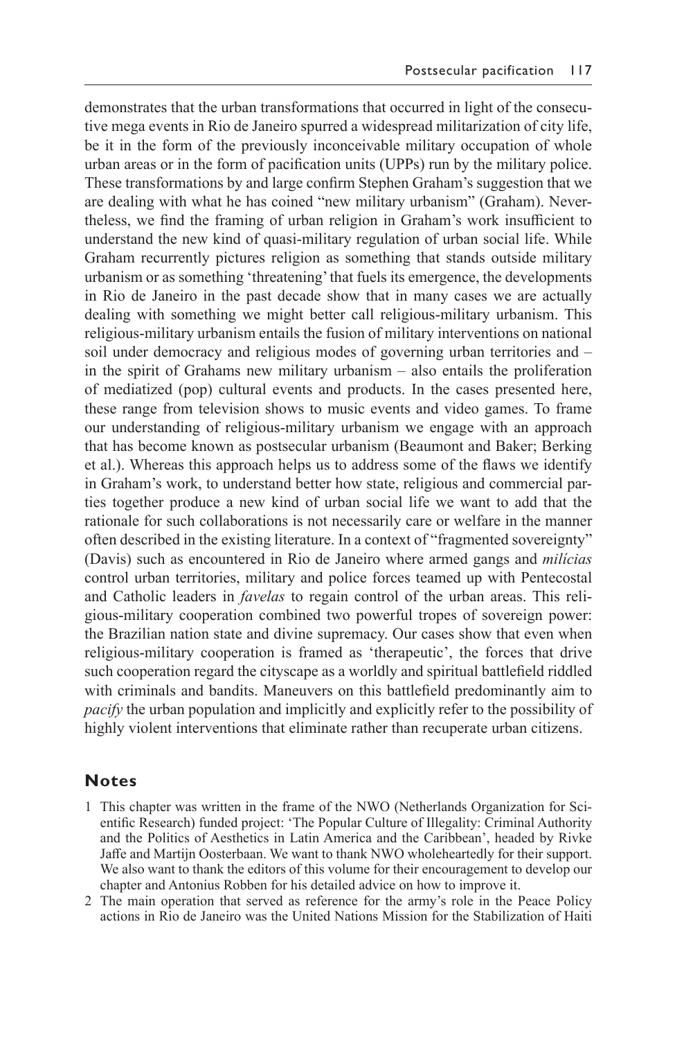demonstrates that the urban transformations that occurred in light of the consecutive mega events in Rio de Janeiro spurred a widespread militarization of city life, be it in the form of the previously inconceivable military occupation of whole urban areas or in the form of pacification units (UPPs) run by the military police. These transformations by and large confirm Stephen Graham's suggestion that we are dealing with what he has coined "new military urbanism" (Graham). Nevertheless, we find the framing of urban religion in Graham's work insufficient to understand the new kind of quasi-military regulation of urban social life. While Graham recurrently pictures religion as something that stands outside military urbanism or as something 'threatening' that fuels its emergence, the developments in Rio de Janeiro in the past decade show that in many cases we are actually dealing with something we might better call religious-military urbanism. This religious-military urbanism entails the fusion of military interventions on national soil under democracy and religious modes of governing urban territories and – in the spirit of Grahams new military urbanism – also entails the proliferation of mediatized (pop) cultural events and products. In the cases presented here, these range from television shows to music events and video games. To frame our understanding of religious-military urbanism we engage with an approach that has become known as postsecular urbanism (Beaumont and Baker; Berking et al.). Whereas this approach helps us to address some of the flaws we identify in Graham's work, to understand better how state, religious and commercial parties together produce a new kind of urban social life we want to add that the rationale for such collaborations is not necessarily care or welfare in the manner often described in the existing literature. In a context of "fragmented sovereignty" (Davis) such as encountered in Rio de Janeiro where armed gangs and *milícias* control urban territories, military and police forces teamed up with Pentecostal and Catholic leaders in *favelas* to regain control of the urban areas. This religious-military cooperation combined two powerful tropes of sovereign power: the Brazilian nation state and divine supremacy. Our cases show that even when religious-military cooperation is framed as 'therapeutic', the forces that drive such cooperation regard the cityscape as a worldly and spiritual battlefield riddled with criminals and bandits. Maneuvers on this battlefield predominantly aim to *pacify* the urban population and implicitly and explicitly refer to the possibility of highly violent interventions that eliminate rather than recuperate urban citizens.

## Notes

1 This chapter was written in the frame of the NWO (Netherlands Organization for Scientific Research) funded project: 'The Popular Culture of Illegality: Criminal Authority and the Politics of Aesthetics in Latin America and the Caribbean', headed by Rivke Jaffe and Martijn Oosterbaan. We want to thank NWO wholeheartedly for their support. We also want to thank the editors of this volume for their encouragement to develop our chapter and Antonius Robben for his detailed advice on how to improve it.

2 The main operation that served as reference for the army's role in the Peace Policy actions in Rio de Janeiro was the United Nations Mission for the Stabilization of Haiti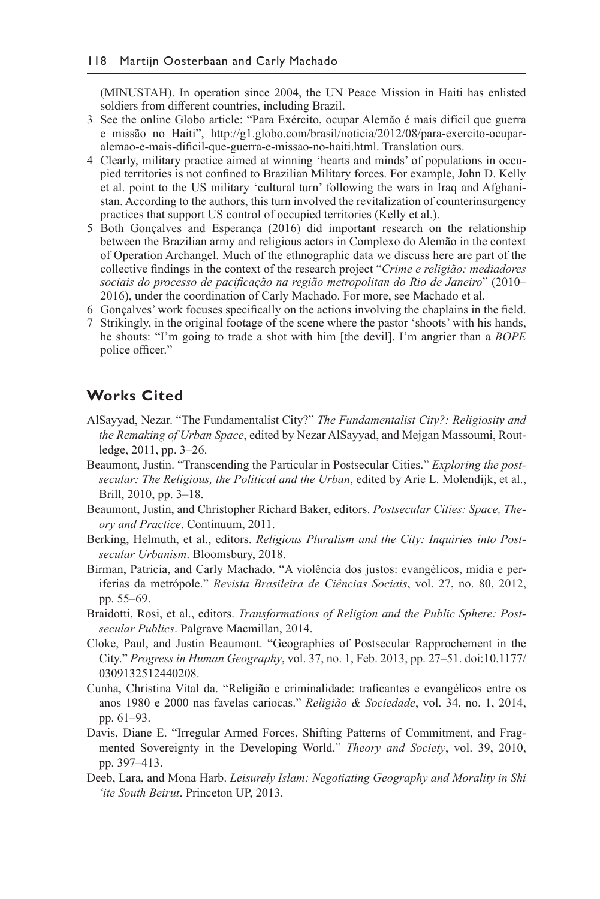(MINUSTAH). In operation since 2004, the UN Peace Mission in Haiti has enlisted soldiers from different countries, including Brazil.

3 See the online Globo article: "Para Exército, ocupar Alemão é mais difícil que guerra e missão no Haiti", http://g1.globo.com/brasil/noticia/2012/08/para-exercito-ocupar-alemao-e-mais-dificil-que-guerra-e-missao-no-haiti.html. Translation ours.

4 Clearly, military practice aimed at winning 'hearts and minds' of populations in occupied territories is not confined to Brazilian Military forces. For example, John D. Kelly et al. point to the US military 'cultural turn' following the wars in Iraq and Afghanistan. According to the authors, this turn involved the revitalization of counterinsurgency practices that support US control of occupied territories (Kelly et al.).

5 Both Gonçalves and Esperança (2016) did important research on the relationship between the Brazilian army and religious actors in Complexo do Alemão in the context of Operation Archangel. Much of the ethnographic data we discuss here are part of the collective findings in the context of the research project "*Crime e religião: mediadores sociais do processo de pacificação na região metropolitan do Rio de Janeiro*" (2010–2016), under the coordination of Carly Machado. For more, see Machado et al.

6 Gonçalves' work focuses specifically on the actions involving the chaplains in the field.

7 Strikingly, in the original footage of the scene where the pastor 'shoots' with his hands, he shouts: "I'm going to trade a shot with him [the devil]. I'm angrier than a *BOPE* police officer."

## Works Cited

AlSayyad, Nezar. "The Fundamentalist City?" *The Fundamentalist City?: Religiosity and the Remaking of Urban Space*, edited by Nezar AlSayyad, and Mejgan Massoumi, Routledge, 2011, pp. 3–26.

Beaumont, Justin. "Transcending the Particular in Postsecular Cities." *Exploring the postsecular: The Religious, the Political and the Urban*, edited by Arie L. Molendijk, et al., Brill, 2010, pp. 3–18.

Beaumont, Justin, and Christopher Richard Baker, editors. *Postsecular Cities: Space, Theory and Practice*. Continuum, 2011.

Berking, Helmuth, et al., editors. *Religious Pluralism and the City: Inquiries into Postsecular Urbanism*. Bloomsbury, 2018.

Birman, Patricia, and Carly Machado. "A violência dos justos: evangélicos, mídia e periferias da metrópole." *Revista Brasileira de Ciências Sociais*, vol. 27, no. 80, 2012, pp. 55–69.

Braidotti, Rosi, et al., editors. *Transformations of Religion and the Public Sphere: Postsecular Publics*. Palgrave Macmillan, 2014.

Cloke, Paul, and Justin Beaumont. "Geographies of Postsecular Rapprochement in the City." *Progress in Human Geography*, vol. 37, no. 1, Feb. 2013, pp. 27–51. doi:10.1177/0309132512440208.

Cunha, Christina Vital da. "Religião e criminalidade: traficantes e evangélicos entre os anos 1980 e 2000 nas favelas cariocas." *Religião & Sociedade*, vol. 34, no. 1, 2014, pp. 61–93.

Davis, Diane E. "Irregular Armed Forces, Shifting Patterns of Commitment, and Fragmented Sovereignty in the Developing World." *Theory and Society*, vol. 39, 2010, pp. 397–413.

Deeb, Lara, and Mona Harb. *Leisurely Islam: Negotiating Geography and Morality in Shi 'ite South Beirut*. Princeton UP, 2013.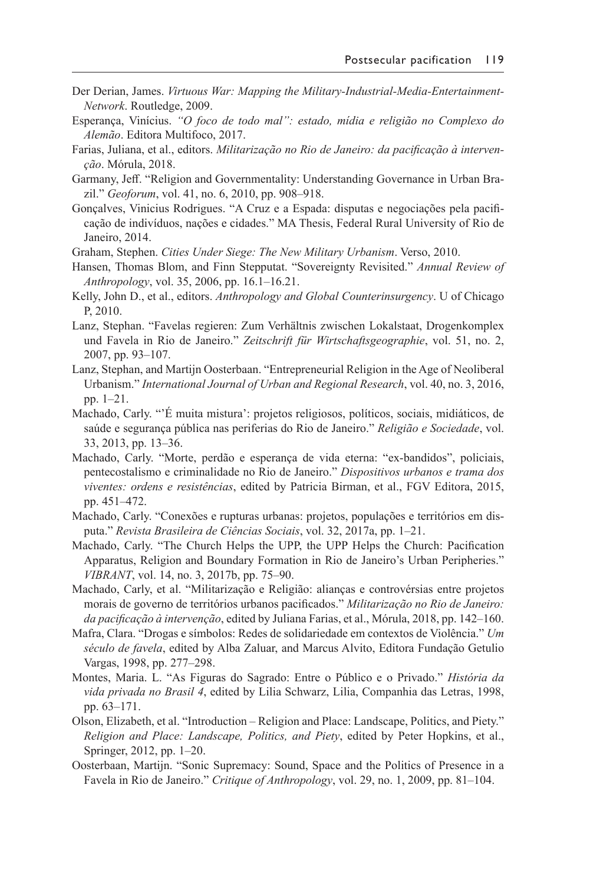Der Derian, James. *Virtuous War: Mapping the Military-Industrial-Media-Entertainment-Network*. Routledge, 2009.

Esperança, Vinícius. *"O foco de todo mal": estado, mídia e religião no Complexo do Alemão*. Editora Multifoco, 2017.

Farias, Juliana, et al., editors. *Militarização no Rio de Janeiro: da pacificação à intervenção*. Mórula, 2018.

Garmany, Jeff. "Religion and Governmentality: Understanding Governance in Urban Brazil." *Geoforum*, vol. 41, no. 6, 2010, pp. 908–918.

Gonçalves, Vinicius Rodrigues. "A Cruz e a Espada: disputas e negociações pela pacificação de indivíduos, nações e cidades." MA Thesis, Federal Rural University of Rio de Janeiro, 2014.

Graham, Stephen. *Cities Under Siege: The New Military Urbanism*. Verso, 2010.

Hansen, Thomas Blom, and Finn Stepputat. "Sovereignty Revisited." *Annual Review of Anthropology*, vol. 35, 2006, pp. 16.1–16.21.

Kelly, John D., et al., editors. *Anthropology and Global Counterinsurgency*. U of Chicago P, 2010.

Lanz, Stephan. "Favelas regieren: Zum Verhältnis zwischen Lokalstaat, Drogenkomplex und Favela in Rio de Janeiro." *Zeitschrift für Wirtschaftsgeographie*, vol. 51, no. 2, 2007, pp. 93–107.

Lanz, Stephan, and Martijn Oosterbaan. "Entrepreneurial Religion in the Age of Neoliberal Urbanism." *International Journal of Urban and Regional Research*, vol. 40, no. 3, 2016, pp. 1–21.

Machado, Carly. "'É muita mistura': projetos religiosos, políticos, sociais, midiáticos, de saúde e segurança pública nas periferias do Rio de Janeiro." *Religião e Sociedade*, vol. 33, 2013, pp. 13–36.

Machado, Carly. "Morte, perdão e esperança de vida eterna: "ex-bandidos", policiais, pentecostalismo e criminalidade no Rio de Janeiro." *Dispositivos urbanos e trama dos viventes: ordens e resistências*, edited by Patricia Birman, et al., FGV Editora, 2015, pp. 451–472.

Machado, Carly. "Conexões e rupturas urbanas: projetos, populações e territórios em disputa." *Revista Brasileira de Ciências Sociais*, vol. 32, 2017a, pp. 1–21.

Machado, Carly. "The Church Helps the UPP, the UPP Helps the Church: Pacification Apparatus, Religion and Boundary Formation in Rio de Janeiro's Urban Peripheries." *VIBRANT*, vol. 14, no. 3, 2017b, pp. 75–90.

Machado, Carly, et al. "Militarização e Religião: alianças e controvérsias entre projetos morais de governo de territórios urbanos pacificados." *Militarização no Rio de Janeiro: da pacificação à intervenção*, edited by Juliana Farias, et al., Mórula, 2018, pp. 142–160.

Mafra, Clara. "Drogas e símbolos: Redes de solidariedade em contextos de Violência." *Um século de favela*, edited by Alba Zaluar, and Marcus Alvito, Editora Fundação Getulio Vargas, 1998, pp. 277–298.

Montes, Maria. L. "As Figuras do Sagrado: Entre o Público e o Privado." *História da vida privada no Brasil 4*, edited by Lilia Schwarz, Lilia, Companhia das Letras, 1998, pp. 63–171.

Olson, Elizabeth, et al. "Introduction – Religion and Place: Landscape, Politics, and Piety." *Religion and Place: Landscape, Politics, and Piety*, edited by Peter Hopkins, et al., Springer, 2012, pp. 1–20.

Oosterbaan, Martijn. "Sonic Supremacy: Sound, Space and the Politics of Presence in a Favela in Rio de Janeiro." *Critique of Anthropology*, vol. 29, no. 1, 2009, pp. 81–104.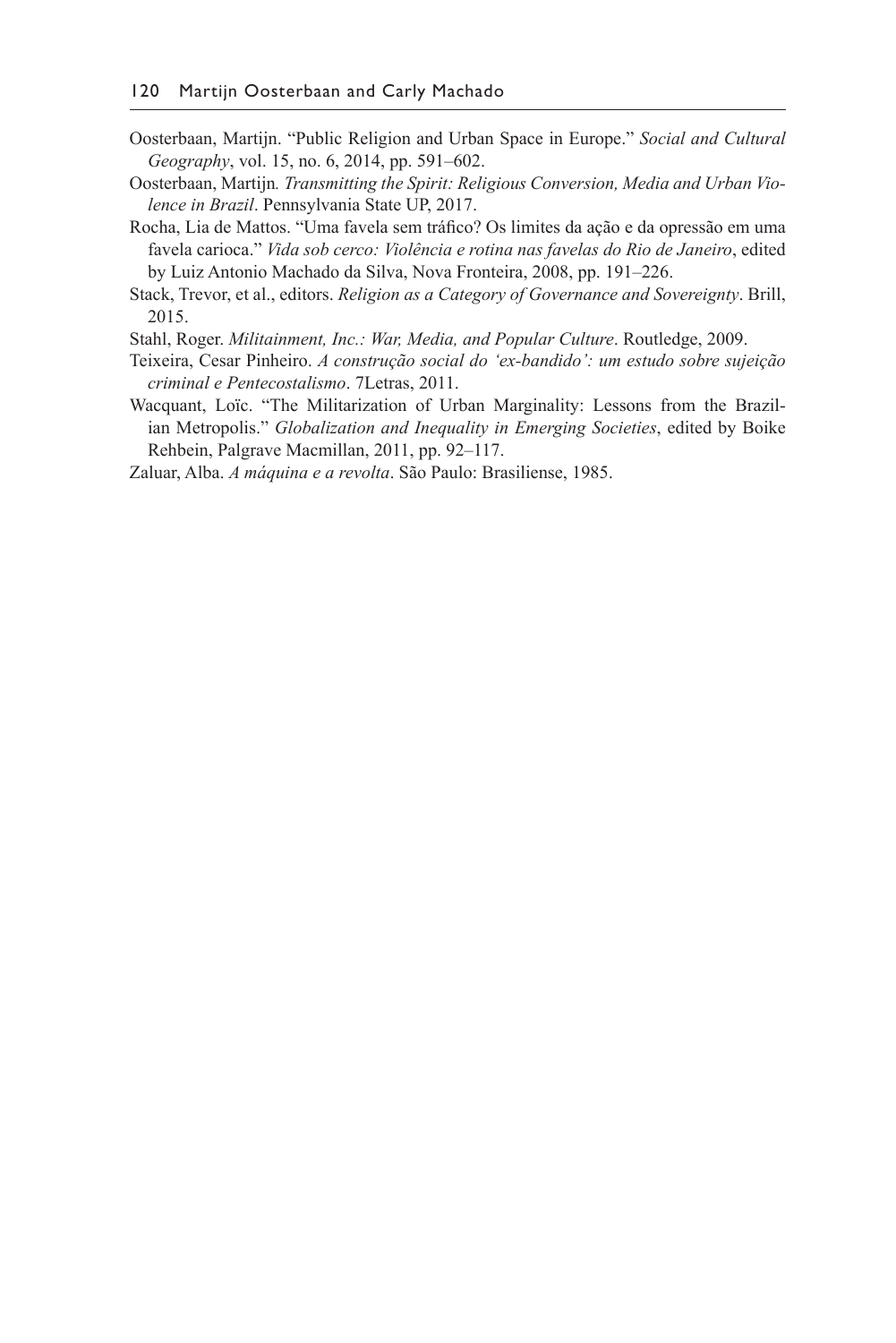Oosterbaan, Martijn. "Public Religion and Urban Space in Europe." *Social and Cultural Geography*, vol. 15, no. 6, 2014, pp. 591–602.

Oosterbaan, Martijn. *Transmitting the Spirit: Religious Conversion, Media and Urban Violence in Brazil*. Pennsylvania State UP, 2017.

Rocha, Lia de Mattos. "Uma favela sem tráfico? Os limites da ação e da opressão em uma favela carioca." *Vida sob cerco: Violência e rotina nas favelas do Rio de Janeiro*, edited by Luiz Antonio Machado da Silva, Nova Fronteira, 2008, pp. 191–226.

Stack, Trevor, et al., editors. *Religion as a Category of Governance and Sovereignty*. Brill, 2015.

Stahl, Roger. *Militainment, Inc.: War, Media, and Popular Culture*. Routledge, 2009.

Teixeira, Cesar Pinheiro. *A construção social do 'ex-bandido': um estudo sobre sujeição criminal e Pentecostalismo*. 7Letras, 2011.

Wacquant, Loïc. "The Militarization of Urban Marginality: Lessons from the Brazilian Metropolis." *Globalization and Inequality in Emerging Societies*, edited by Boike Rehbein, Palgrave Macmillan, 2011, pp. 92–117.

Zaluar, Alba. *A máquina e a revolta*. São Paulo: Brasiliense, 1985.